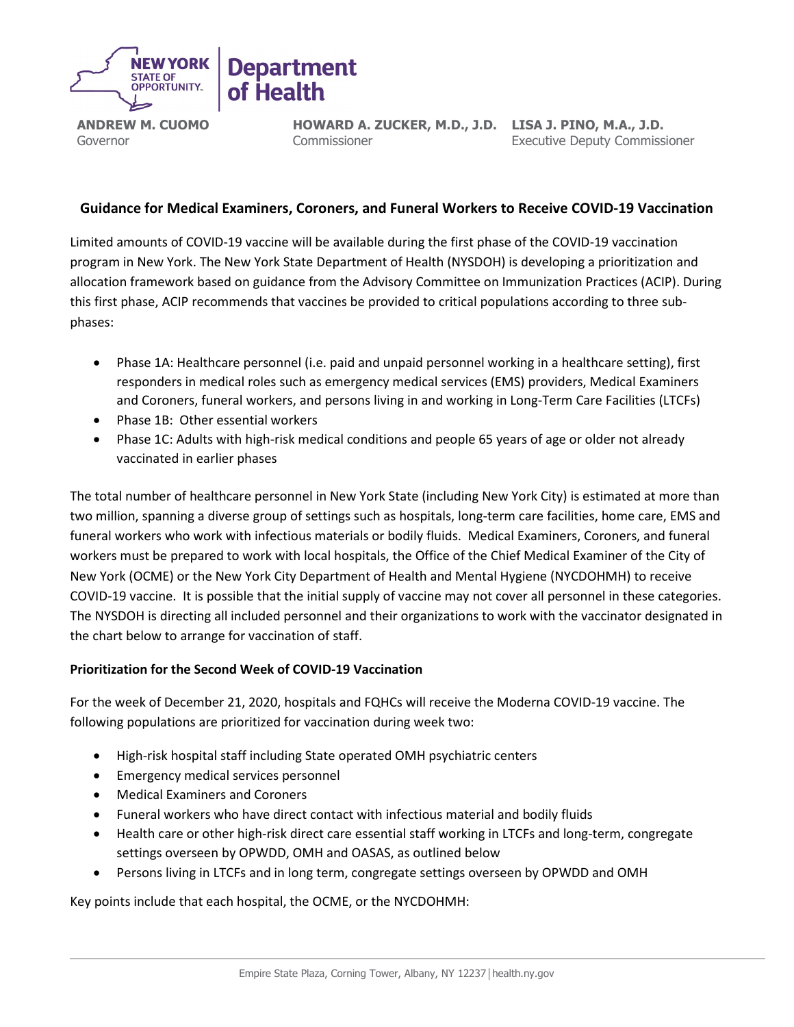**ANDREW M. CUOMO**
Governor

**HOWARD A. ZUCKER, M.D., J.D.**
Commissioner

**LISA J. PINO, M.A., J.D.**
Executive Deputy Commissioner

## Guidance for Medical Examiners, Coroners, and Funeral Workers to Receive COVID-19 Vaccination

Limited amounts of COVID-19 vaccine will be available during the first phase of the COVID-19 vaccination program in New York. The New York State Department of Health (NYSDOH) is developing a prioritization and allocation framework based on guidance from the Advisory Committee on Immunization Practices (ACIP). During this first phase, ACIP recommends that vaccines be provided to critical populations according to three sub-phases:

- Phase 1A: Healthcare personnel (i.e. paid and unpaid personnel working in a healthcare setting), first responders in medical roles such as emergency medical services (EMS) providers, Medical Examiners and Coroners, funeral workers, and persons living in and working in Long-Term Care Facilities (LTCFs)
- Phase 1B: Other essential workers
- Phase 1C: Adults with high-risk medical conditions and people 65 years of age or older not already vaccinated in earlier phases

The total number of healthcare personnel in New York State (including New York City) is estimated at more than two million, spanning a diverse group of settings such as hospitals, long-term care facilities, home care, EMS and funeral workers who work with infectious materials or bodily fluids. Medical Examiners, Coroners, and funeral workers must be prepared to work with local hospitals, the Office of the Chief Medical Examiner of the City of New York (OCME) or the New York City Department of Health and Mental Hygiene (NYCDOHMH) to receive COVID-19 vaccine. It is possible that the initial supply of vaccine may not cover all personnel in these categories. The NYSDOH is directing all included personnel and their organizations to work with the vaccinator designated in the chart below to arrange for vaccination of staff.

### Prioritization for the Second Week of COVID-19 Vaccination

For the week of December 21, 2020, hospitals and FQHCs will receive the Moderna COVID-19 vaccine. The following populations are prioritized for vaccination during week two:

- High-risk hospital staff including State operated OMH psychiatric centers
- Emergency medical services personnel
- Medical Examiners and Coroners
- Funeral workers who have direct contact with infectious material and bodily fluids
- Health care or other high-risk direct care essential staff working in LTCFs and long-term, congregate settings overseen by OPWDD, OMH and OASAS, as outlined below
- Persons living in LTCFs and in long term, congregate settings overseen by OPWDD and OMH

Key points include that each hospital, the OCME, or the NYCDOHMH: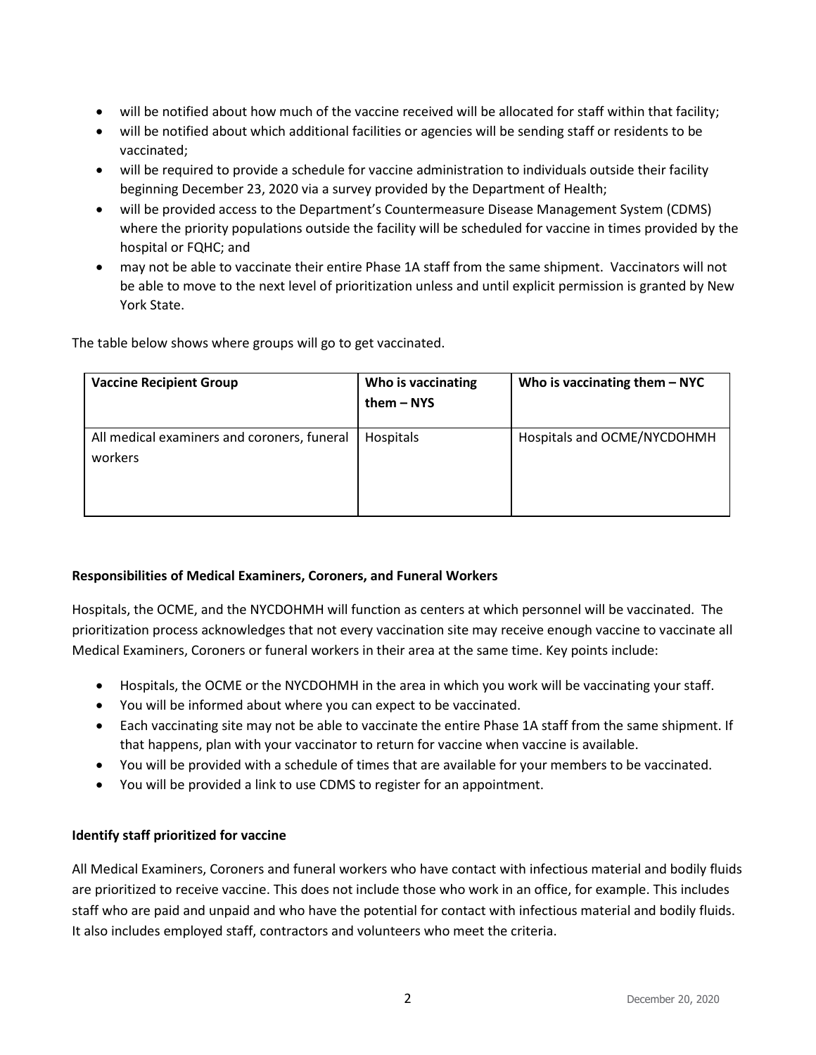- will be notified about how much of the vaccine received will be allocated for staff within that facility;
- will be notified about which additional facilities or agencies will be sending staff or residents to be vaccinated;
- will be required to provide a schedule for vaccine administration to individuals outside their facility beginning December 23, 2020 via a survey provided by the Department of Health;
- will be provided access to the Department's Countermeasure Disease Management System (CDMS) where the priority populations outside the facility will be scheduled for vaccine in times provided by the hospital or FQHC; and
- may not be able to vaccinate their entire Phase 1A staff from the same shipment. Vaccinators will not be able to move to the next level of prioritization unless and until explicit permission is granted by New York State.

The table below shows where groups will go to get vaccinated.

| Vaccine Recipient Group | Who is vaccinating them – NYS | Who is vaccinating them – NYC |
|---|---|---|
| All medical examiners and coroners, funeral workers | Hospitals | Hospitals and OCME/NYCDOHMH |

**Responsibilities of Medical Examiners, Coroners, and Funeral Workers**

Hospitals, the OCME, and the NYCDOHMH will function as centers at which personnel will be vaccinated. The prioritization process acknowledges that not every vaccination site may receive enough vaccine to vaccinate all Medical Examiners, Coroners or funeral workers in their area at the same time. Key points include:

- Hospitals, the OCME or the NYCDOHMH in the area in which you work will be vaccinating your staff.
- You will be informed about where you can expect to be vaccinated.
- Each vaccinating site may not be able to vaccinate the entire Phase 1A staff from the same shipment. If that happens, plan with your vaccinator to return for vaccine when vaccine is available.
- You will be provided with a schedule of times that are available for your members to be vaccinated.
- You will be provided a link to use CDMS to register for an appointment.

**Identify staff prioritized for vaccine**

All Medical Examiners, Coroners and funeral workers who have contact with infectious material and bodily fluids are prioritized to receive vaccine. This does not include those who work in an office, for example. This includes staff who are paid and unpaid and who have the potential for contact with infectious material and bodily fluids. It also includes employed staff, contractors and volunteers who meet the criteria.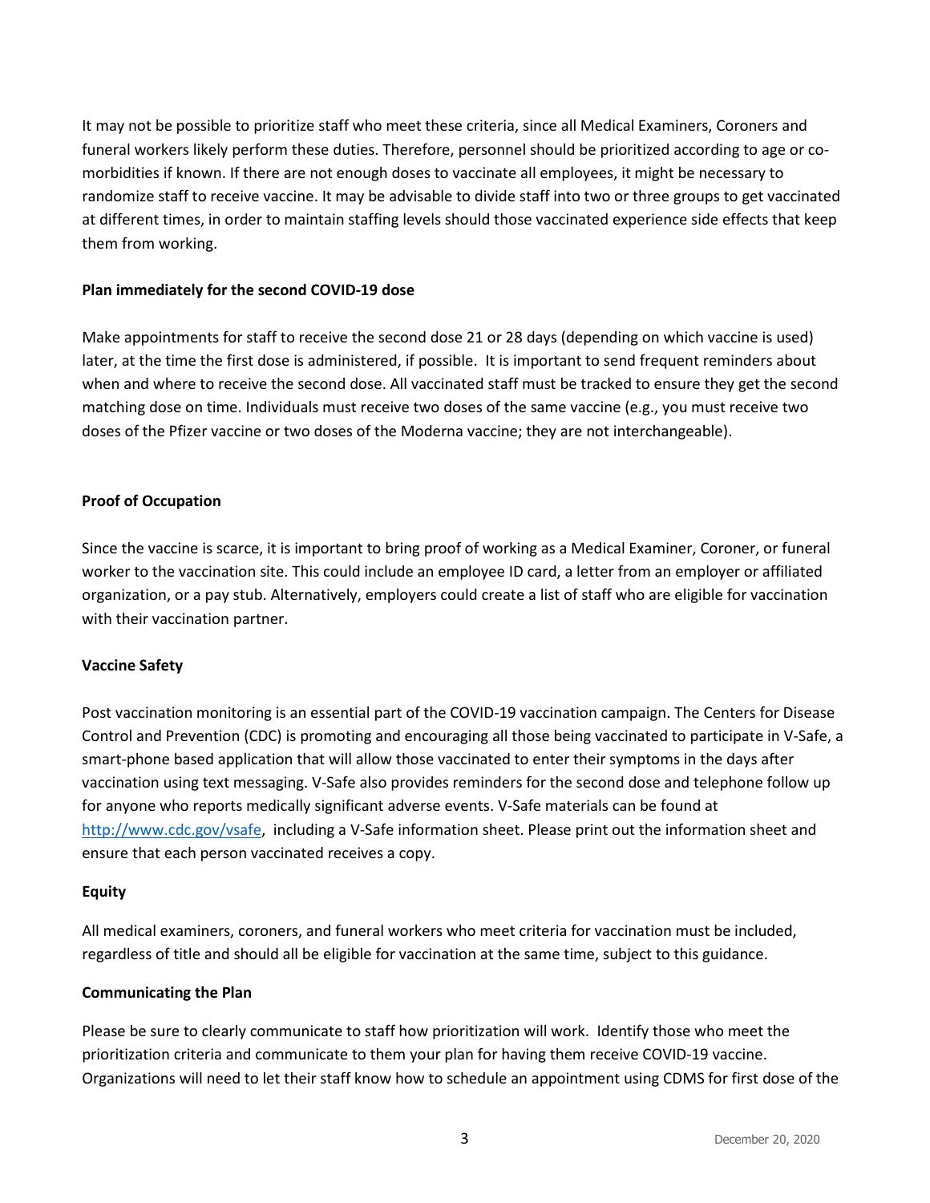It may not be possible to prioritize staff who meet these criteria, since all Medical Examiners, Coroners and funeral workers likely perform these duties. Therefore, personnel should be prioritized according to age or co-morbidities if known. If there are not enough doses to vaccinate all employees, it might be necessary to randomize staff to receive vaccine. It may be advisable to divide staff into two or three groups to get vaccinated at different times, in order to maintain staffing levels should those vaccinated experience side effects that keep them from working.

**Plan immediately for the second COVID-19 dose**

Make appointments for staff to receive the second dose 21 or 28 days (depending on which vaccine is used) later, at the time the first dose is administered, if possible. It is important to send frequent reminders about when and where to receive the second dose. All vaccinated staff must be tracked to ensure they get the second matching dose on time. Individuals must receive two doses of the same vaccine (e.g., you must receive two doses of the Pfizer vaccine or two doses of the Moderna vaccine; they are not interchangeable).

**Proof of Occupation**

Since the vaccine is scarce, it is important to bring proof of working as a Medical Examiner, Coroner, or funeral worker to the vaccination site. This could include an employee ID card, a letter from an employer or affiliated organization, or a pay stub. Alternatively, employers could create a list of staff who are eligible for vaccination with their vaccination partner.

**Vaccine Safety**

Post vaccination monitoring is an essential part of the COVID-19 vaccination campaign. The Centers for Disease Control and Prevention (CDC) is promoting and encouraging all those being vaccinated to participate in V-Safe, a smart-phone based application that will allow those vaccinated to enter their symptoms in the days after vaccination using text messaging. V-Safe also provides reminders for the second dose and telephone follow up for anyone who reports medically significant adverse events. V-Safe materials can be found at [http://www.cdc.gov/vsafe](http://www.cdc.gov/vsafe), including a V-Safe information sheet. Please print out the information sheet and ensure that each person vaccinated receives a copy.

**Equity**

All medical examiners, coroners, and funeral workers who meet criteria for vaccination must be included, regardless of title and should all be eligible for vaccination at the same time, subject to this guidance.

**Communicating the Plan**

Please be sure to clearly communicate to staff how prioritization will work. Identify those who meet the prioritization criteria and communicate to them your plan for having them receive COVID-19 vaccine. Organizations will need to let their staff know how to schedule an appointment using CDMS for first dose of the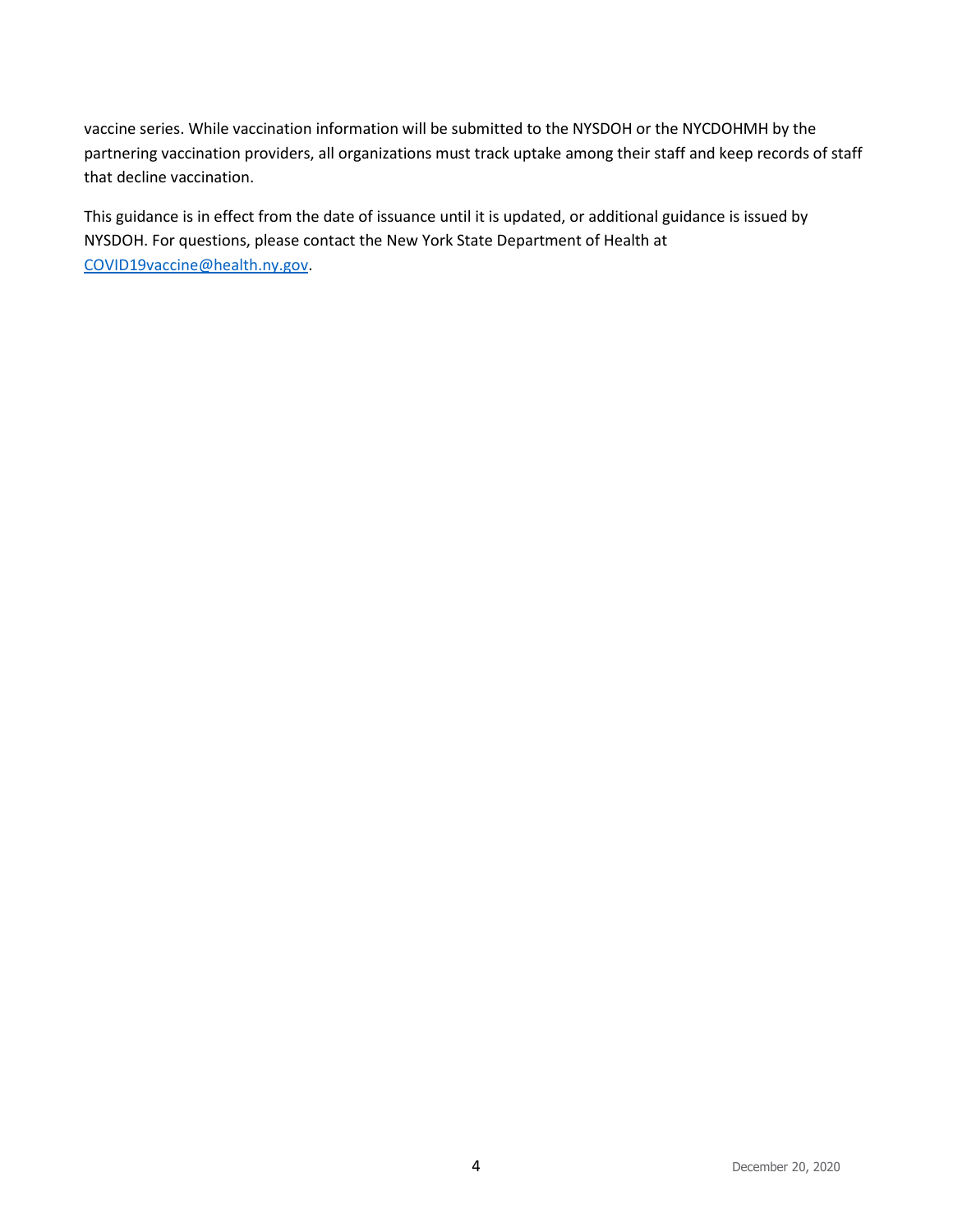vaccine series. While vaccination information will be submitted to the NYSDOH or the NYCDOHMH by the partnering vaccination providers, all organizations must track uptake among their staff and keep records of staff that decline vaccination.

This guidance is in effect from the date of issuance until it is updated, or additional guidance is issued by NYSDOH. For questions, please contact the New York State Department of Health at [COVID19vaccine@health.ny.gov](mailto:COVID19vaccine@health.ny.gov).